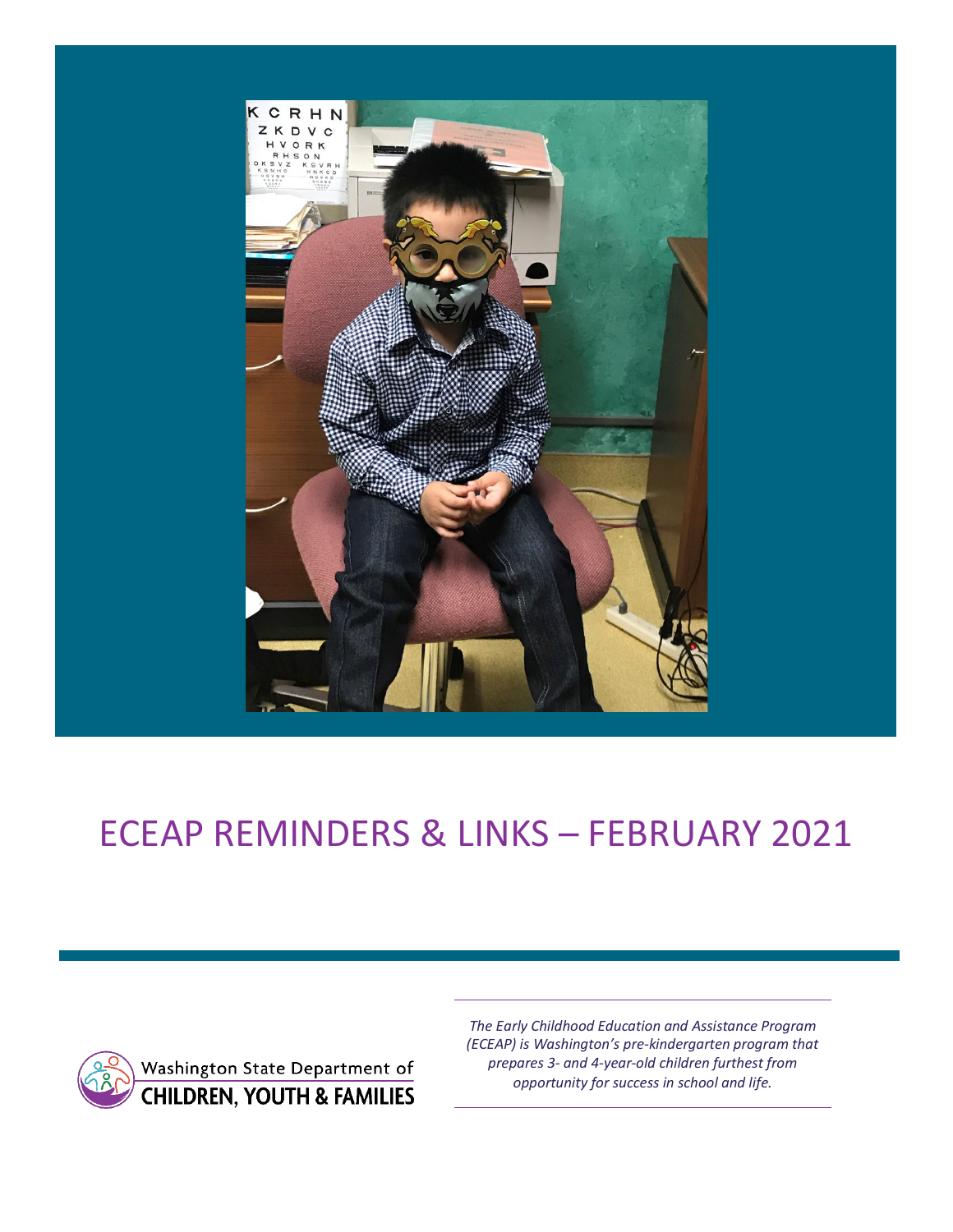# ECEAP REMINDERS & LINKS – FEBRUARY 2021

Washington State Department of CHILDREN, YOUTH & FAMILIES

*The Early Childhood Education and Assistance Program (ECEAP) is Washington's pre-kindergarten program that prepares 3- and 4-year-old children furthest from opportunity for success in school and life.*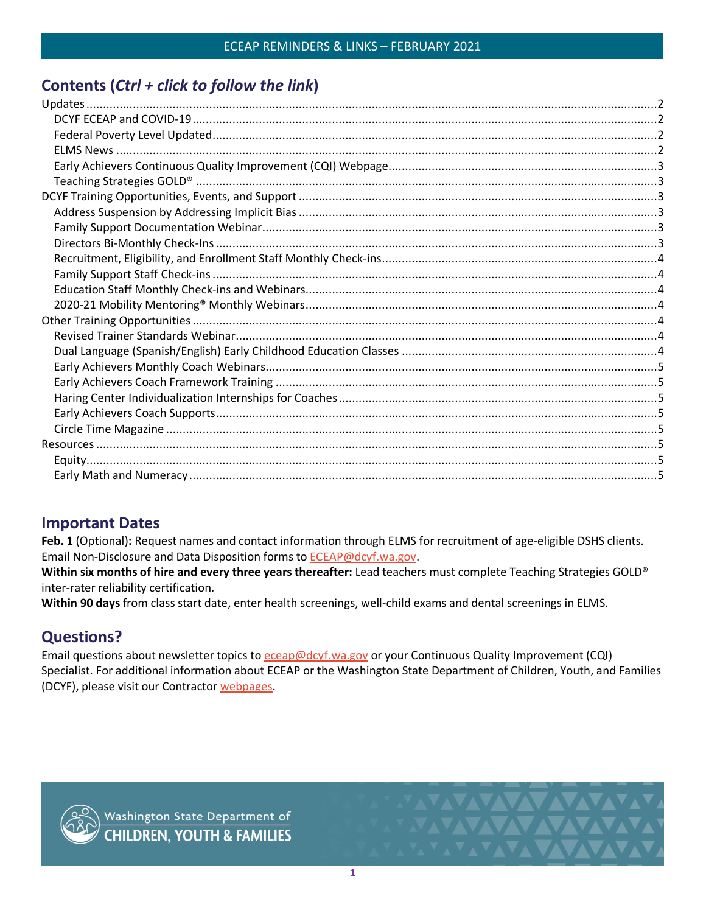# Contents (*Ctrl + click to follow the link*)

- Updates ..... 2
  - DCYF ECEAP and COVID-19 ..... 2
  - Federal Poverty Level Updated ..... 2
  - ELMS News ..... 2
  - Early Achievers Continuous Quality Improvement (CQI) Webpage ..... 3
  - Teaching Strategies GOLD® ..... 3
- DCYF Training Opportunities, Events, and Support ..... 3
  - Address Suspension by Addressing Implicit Bias ..... 3
  - Family Support Documentation Webinar ..... 3
  - Directors Bi-Monthly Check-Ins ..... 3
  - Recruitment, Eligibility, and Enrollment Staff Monthly Check-ins ..... 4
  - Family Support Staff Check-ins ..... 4
  - Education Staff Monthly Check-ins and Webinars ..... 4
  - 2020-21 Mobility Mentoring® Monthly Webinars ..... 4
- Other Training Opportunities ..... 4
  - Revised Trainer Standards Webinar ..... 4
  - Dual Language (Spanish/English) Early Childhood Education Classes ..... 4
  - Early Achievers Monthly Coach Webinars ..... 5
  - Early Achievers Coach Framework Training ..... 5
  - Haring Center Individualization Internships for Coaches ..... 5
  - Early Achievers Coach Supports ..... 5
  - Circle Time Magazine ..... 5
- Resources ..... 5
  - Equity ..... 5
  - Early Math and Numeracy ..... 5

## Important Dates

**Feb. 1** (Optional)**:** Request names and contact information through ELMS for recruitment of age-eligible DSHS clients. Email Non-Disclosure and Data Disposition forms to ECEAP@dcyf.wa.gov.

**Within six months of hire and every three years thereafter:** Lead teachers must complete Teaching Strategies GOLD® inter-rater reliability certification.

**Within 90 days** from class start date, enter health screenings, well-child exams and dental screenings in ELMS.

## Questions?

Email questions about newsletter topics to eceap@dcyf.wa.gov or your Continuous Quality Improvement (CQI) Specialist. For additional information about ECEAP or the Washington State Department of Children, Youth, and Families (DCYF), please visit our Contractor webpages.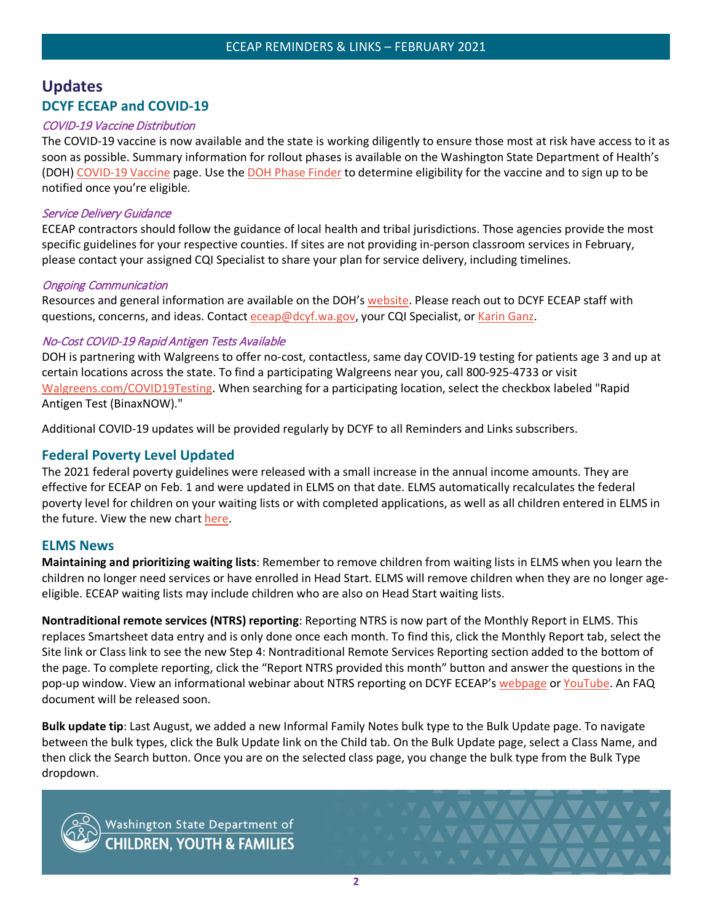# Updates

## DCYF ECEAP and COVID-19

*COVID-19 Vaccine Distribution*

The COVID-19 vaccine is now available and the state is working diligently to ensure those most at risk have access to it as soon as possible. Summary information for rollout phases is available on the Washington State Department of Health's (DOH) COVID-19 Vaccine page. Use the DOH Phase Finder to determine eligibility for the vaccine and to sign up to be notified once you're eligible.

*Service Delivery Guidance*

ECEAP contractors should follow the guidance of local health and tribal jurisdictions. Those agencies provide the most specific guidelines for your respective counties. If sites are not providing in-person classroom services in February, please contact your assigned CQI Specialist to share your plan for service delivery, including timelines.

*Ongoing Communication*

Resources and general information are available on the DOH's website. Please reach out to DCYF ECEAP staff with questions, concerns, and ideas. Contact eceap@dcyf.wa.gov, your CQI Specialist, or Karin Ganz.

*No-Cost COVID-19 Rapid Antigen Tests Available*

DOH is partnering with Walgreens to offer no-cost, contactless, same day COVID-19 testing for patients age 3 and up at certain locations across the state. To find a participating Walgreens near you, call 800-925-4733 or visit Walgreens.com/COVID19Testing. When searching for a participating location, select the checkbox labeled "Rapid Antigen Test (BinaxNOW)."

Additional COVID-19 updates will be provided regularly by DCYF to all Reminders and Links subscribers.

## Federal Poverty Level Updated

The 2021 federal poverty guidelines were released with a small increase in the annual income amounts. They are effective for ECEAP on Feb. 1 and were updated in ELMS on that date. ELMS automatically recalculates the federal poverty level for children on your waiting lists or with completed applications, as well as all children entered in ELMS in the future. View the new chart here.

## ELMS News

**Maintaining and prioritizing waiting lists**: Remember to remove children from waiting lists in ELMS when you learn the children no longer need services or have enrolled in Head Start. ELMS will remove children when they are no longer age-eligible. ECEAP waiting lists may include children who are also on Head Start waiting lists.

**Nontraditional remote services (NTRS) reporting**: Reporting NTRS is now part of the Monthly Report in ELMS. This replaces Smartsheet data entry and is only done once each month. To find this, click the Monthly Report tab, select the Site link or Class link to see the new Step 4: Nontraditional Remote Services Reporting section added to the bottom of the page. To complete reporting, click the "Report NTRS provided this month" button and answer the questions in the pop-up window. View an informational webinar about NTRS reporting on DCYF ECEAP's webpage or YouTube. An FAQ document will be released soon.

**Bulk update tip**: Last August, we added a new Informal Family Notes bulk type to the Bulk Update page. To navigate between the bulk types, click the Bulk Update link on the Child tab. On the Bulk Update page, select a Class Name, and then click the Search button. Once you are on the selected class page, you change the bulk type from the Bulk Type dropdown.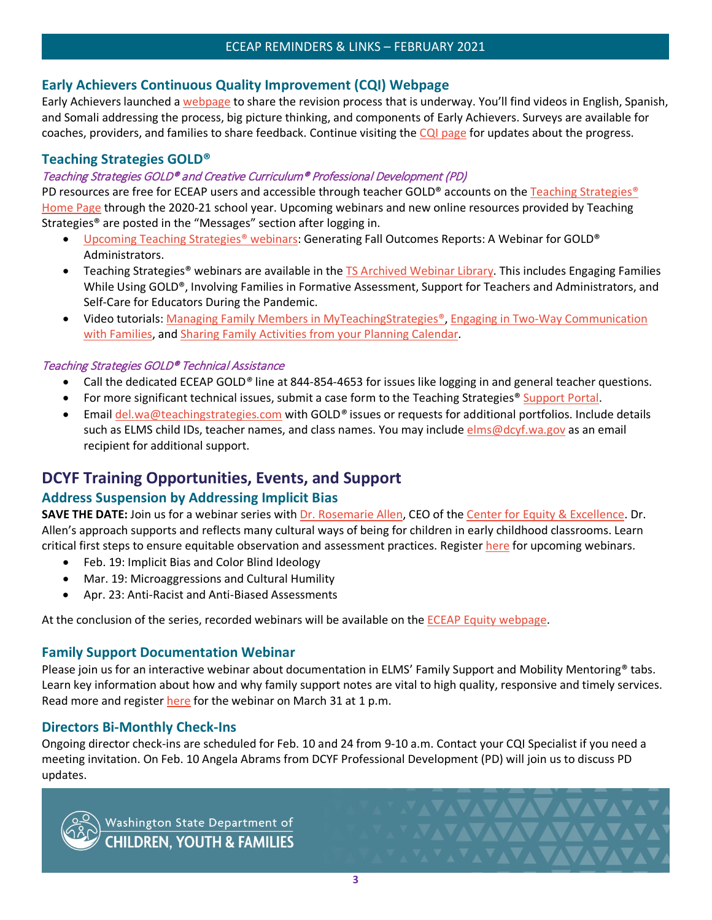## Early Achievers Continuous Quality Improvement (CQI) Webpage

Early Achievers launched a webpage to share the revision process that is underway. You'll find videos in English, Spanish, and Somali addressing the process, big picture thinking, and components of Early Achievers. Surveys are available for coaches, providers, and families to share feedback. Continue visiting the CQI page for updates about the progress.

## Teaching Strategies GOLD®

### *Teaching Strategies GOLD® and Creative Curriculum® Professional Development (PD)*

PD resources are free for ECEAP users and accessible through teacher GOLD® accounts on the Teaching Strategies® Home Page through the 2020-21 school year. Upcoming webinars and new online resources provided by Teaching Strategies® are posted in the "Messages" section after logging in.

- Upcoming Teaching Strategies® webinars: Generating Fall Outcomes Reports: A Webinar for GOLD® Administrators.
- Teaching Strategies® webinars are available in the TS Archived Webinar Library. This includes Engaging Families While Using GOLD®, Involving Families in Formative Assessment, Support for Teachers and Administrators, and Self-Care for Educators During the Pandemic.
- Video tutorials: Managing Family Members in MyTeachingStrategies®, Engaging in Two-Way Communication with Families, and Sharing Family Activities from your Planning Calendar.

### *Teaching Strategies GOLD® Technical Assistance*

- Call the dedicated ECEAP GOLD® line at 844-854-4653 for issues like logging in and general teacher questions.
- For more significant technical issues, submit a case form to the Teaching Strategies® Support Portal.
- Email del.wa@teachingstrategies.com with GOLD® issues or requests for additional portfolios. Include details such as ELMS child IDs, teacher names, and class names. You may include elms@dcyf.wa.gov as an email recipient for additional support.

# DCYF Training Opportunities, Events, and Support

## Address Suspension by Addressing Implicit Bias

**SAVE THE DATE:** Join us for a webinar series with Dr. Rosemarie Allen, CEO of the Center for Equity & Excellence. Dr. Allen's approach supports and reflects many cultural ways of being for children in early childhood classrooms. Learn critical first steps to ensure equitable observation and assessment practices. Register here for upcoming webinars.

- Feb. 19: Implicit Bias and Color Blind Ideology
- Mar. 19: Microaggressions and Cultural Humility
- Apr. 23: Anti-Racist and Anti-Biased Assessments

At the conclusion of the series, recorded webinars will be available on the ECEAP Equity webpage.

## Family Support Documentation Webinar

Please join us for an interactive webinar about documentation in ELMS' Family Support and Mobility Mentoring® tabs. Learn key information about how and why family support notes are vital to high quality, responsive and timely services. Read more and register here for the webinar on March 31 at 1 p.m.

## Directors Bi-Monthly Check-Ins

Ongoing director check-ins are scheduled for Feb. 10 and 24 from 9-10 a.m. Contact your CQI Specialist if you need a meeting invitation. On Feb. 10 Angela Abrams from DCYF Professional Development (PD) will join us to discuss PD updates.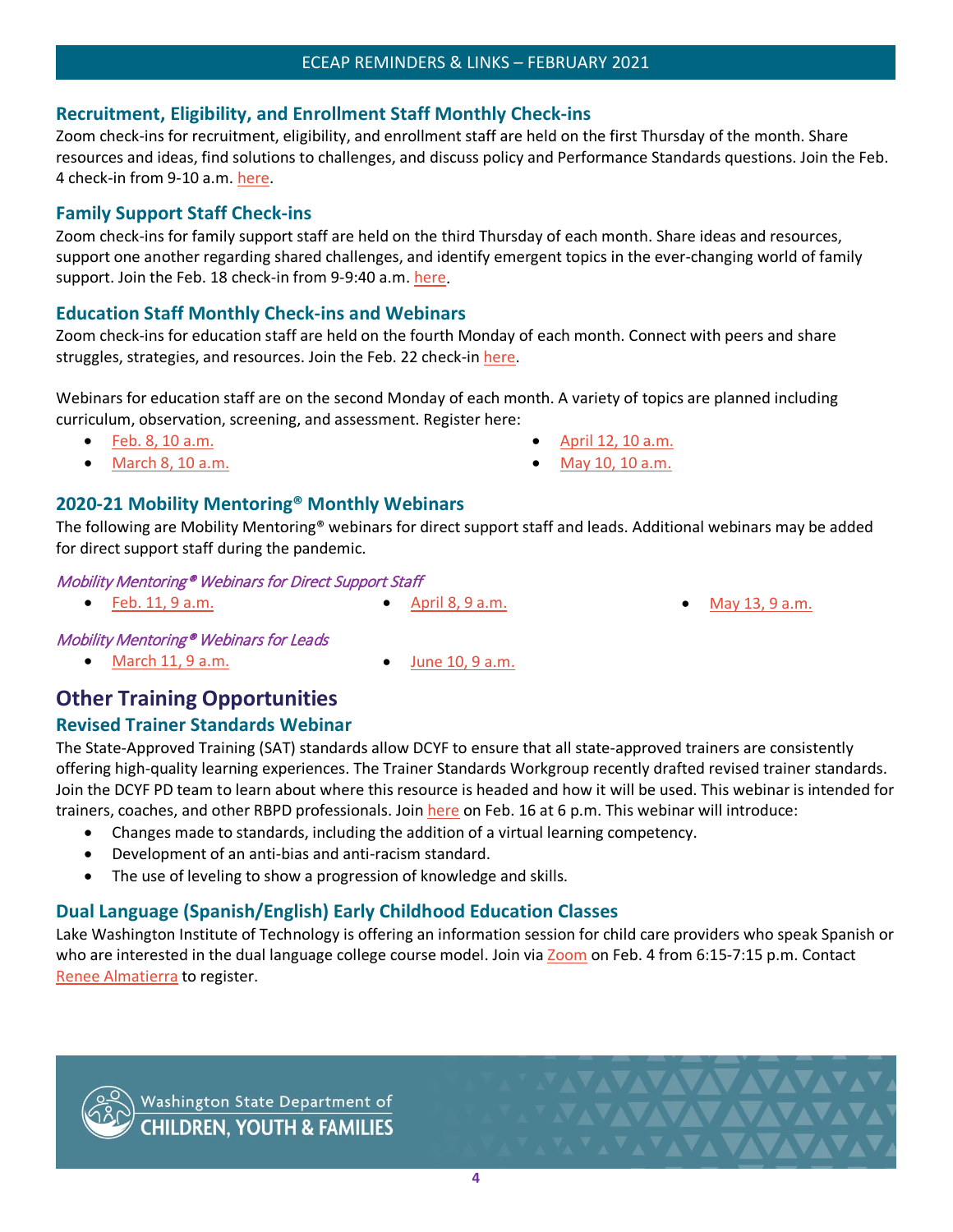## Recruitment, Eligibility, and Enrollment Staff Monthly Check-ins

Zoom check-ins for recruitment, eligibility, and enrollment staff are held on the first Thursday of the month. Share resources and ideas, find solutions to challenges, and discuss policy and Performance Standards questions. Join the Feb. 4 check-in from 9-10 a.m. here.

## Family Support Staff Check-ins

Zoom check-ins for family support staff are held on the third Thursday of each month. Share ideas and resources, support one another regarding shared challenges, and identify emergent topics in the ever-changing world of family support. Join the Feb. 18 check-in from 9-9:40 a.m. here.

## Education Staff Monthly Check-ins and Webinars

Zoom check-ins for education staff are held on the fourth Monday of each month. Connect with peers and share struggles, strategies, and resources. Join the Feb. 22 check-in here.

Webinars for education staff are on the second Monday of each month. A variety of topics are planned including curriculum, observation, screening, and assessment. Register here:

- Feb. 8, 10 a.m.
- March 8, 10 a.m.
- April 12, 10 a.m.
- May 10, 10 a.m.

## 2020-21 Mobility Mentoring® Monthly Webinars

The following are Mobility Mentoring® webinars for direct support staff and leads. Additional webinars may be added for direct support staff during the pandemic.

*Mobility Mentoring® Webinars for Direct Support Staff*

- Feb. 11, 9 a.m.
- April 8, 9 a.m.
- May 13, 9 a.m.

*Mobility Mentoring® Webinars for Leads*

- March 11, 9 a.m.
- June 10, 9 a.m.

# Other Training Opportunities

## Revised Trainer Standards Webinar

The State-Approved Training (SAT) standards allow DCYF to ensure that all state-approved trainers are consistently offering high-quality learning experiences. The Trainer Standards Workgroup recently drafted revised trainer standards. Join the DCYF PD team to learn about where this resource is headed and how it will be used. This webinar is intended for trainers, coaches, and other RBPD professionals. Join here on Feb. 16 at 6 p.m. This webinar will introduce:

- Changes made to standards, including the addition of a virtual learning competency.
- Development of an anti-bias and anti-racism standard.
- The use of leveling to show a progression of knowledge and skills.

## Dual Language (Spanish/English) Early Childhood Education Classes

Lake Washington Institute of Technology is offering an information session for child care providers who speak Spanish or who are interested in the dual language college course model. Join via Zoom on Feb. 4 from 6:15-7:15 p.m. Contact Renee Almatierra to register.

Washington State Department of CHILDREN, YOUTH & FAMILIES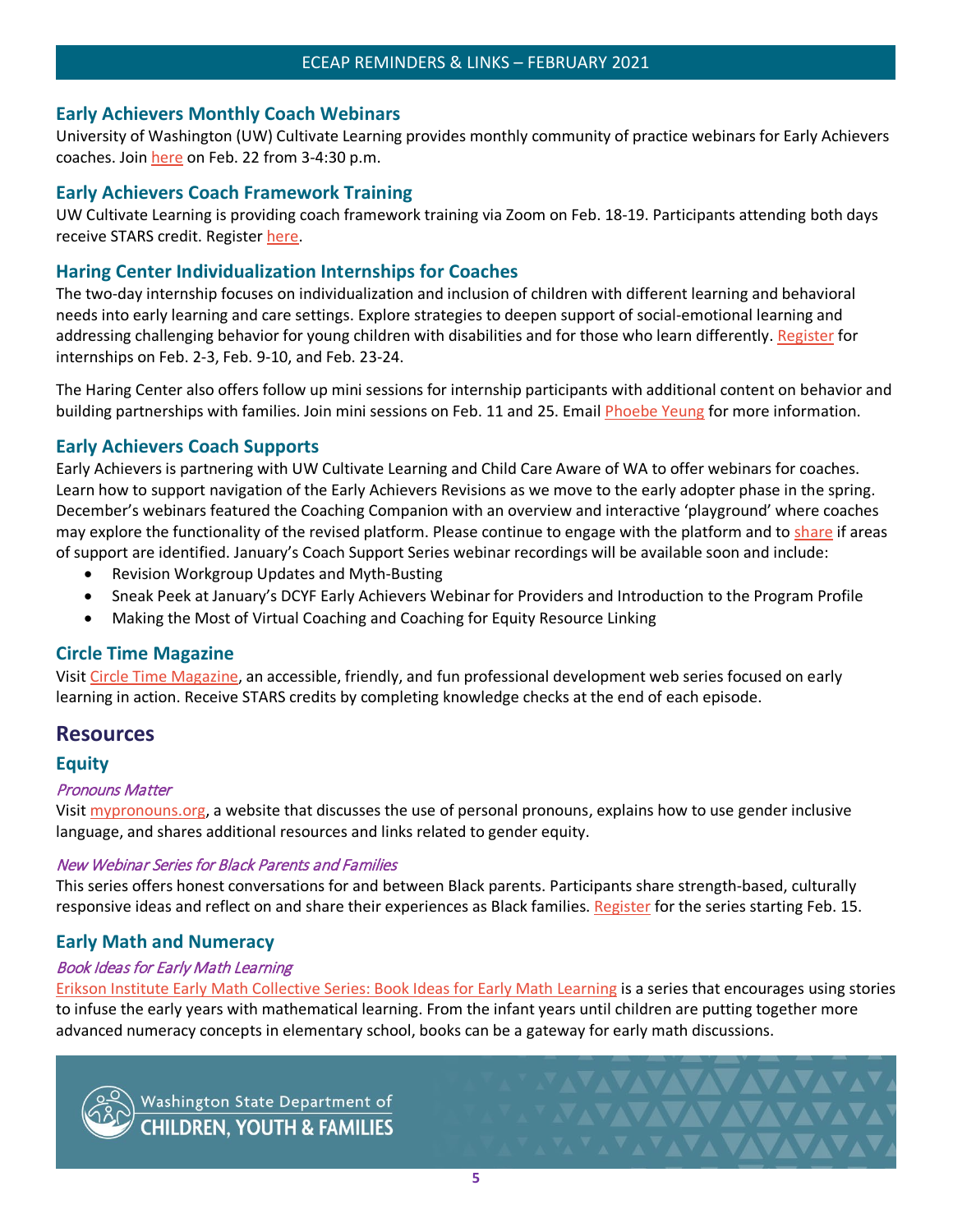## Early Achievers Monthly Coach Webinars

University of Washington (UW) Cultivate Learning provides monthly community of practice webinars for Early Achievers coaches. Join here on Feb. 22 from 3-4:30 p.m.

## Early Achievers Coach Framework Training

UW Cultivate Learning is providing coach framework training via Zoom on Feb. 18-19. Participants attending both days receive STARS credit. Register here.

## Haring Center Individualization Internships for Coaches

The two-day internship focuses on individualization and inclusion of children with different learning and behavioral needs into early learning and care settings. Explore strategies to deepen support of social-emotional learning and addressing challenging behavior for young children with disabilities and for those who learn differently. Register for internships on Feb. 2-3, Feb. 9-10, and Feb. 23-24.

The Haring Center also offers follow up mini sessions for internship participants with additional content on behavior and building partnerships with families. Join mini sessions on Feb. 11 and 25. Email Phoebe Yeung for more information.

## Early Achievers Coach Supports

Early Achievers is partnering with UW Cultivate Learning and Child Care Aware of WA to offer webinars for coaches. Learn how to support navigation of the Early Achievers Revisions as we move to the early adopter phase in the spring. December's webinars featured the Coaching Companion with an overview and interactive 'playground' where coaches may explore the functionality of the revised platform. Please continue to engage with the platform and to share if areas of support are identified. January's Coach Support Series webinar recordings will be available soon and include:

- Revision Workgroup Updates and Myth-Busting
- Sneak Peek at January's DCYF Early Achievers Webinar for Providers and Introduction to the Program Profile
- Making the Most of Virtual Coaching and Coaching for Equity Resource Linking

## Circle Time Magazine

Visit Circle Time Magazine, an accessible, friendly, and fun professional development web series focused on early learning in action. Receive STARS credits by completing knowledge checks at the end of each episode.

# Resources

## Equity

### *Pronouns Matter*

Visit mypronouns.org, a website that discusses the use of personal pronouns, explains how to use gender inclusive language, and shares additional resources and links related to gender equity.

### *New Webinar Series for Black Parents and Families*

This series offers honest conversations for and between Black parents. Participants share strength-based, culturally responsive ideas and reflect on and share their experiences as Black families. Register for the series starting Feb. 15.

## Early Math and Numeracy

### *Book Ideas for Early Math Learning*

Erikson Institute Early Math Collective Series: Book Ideas for Early Math Learning is a series that encourages using stories to infuse the early years with mathematical learning. From the infant years until children are putting together more advanced numeracy concepts in elementary school, books can be a gateway for early math discussions.

Washington State Department of CHILDREN, YOUTH & FAMILIES